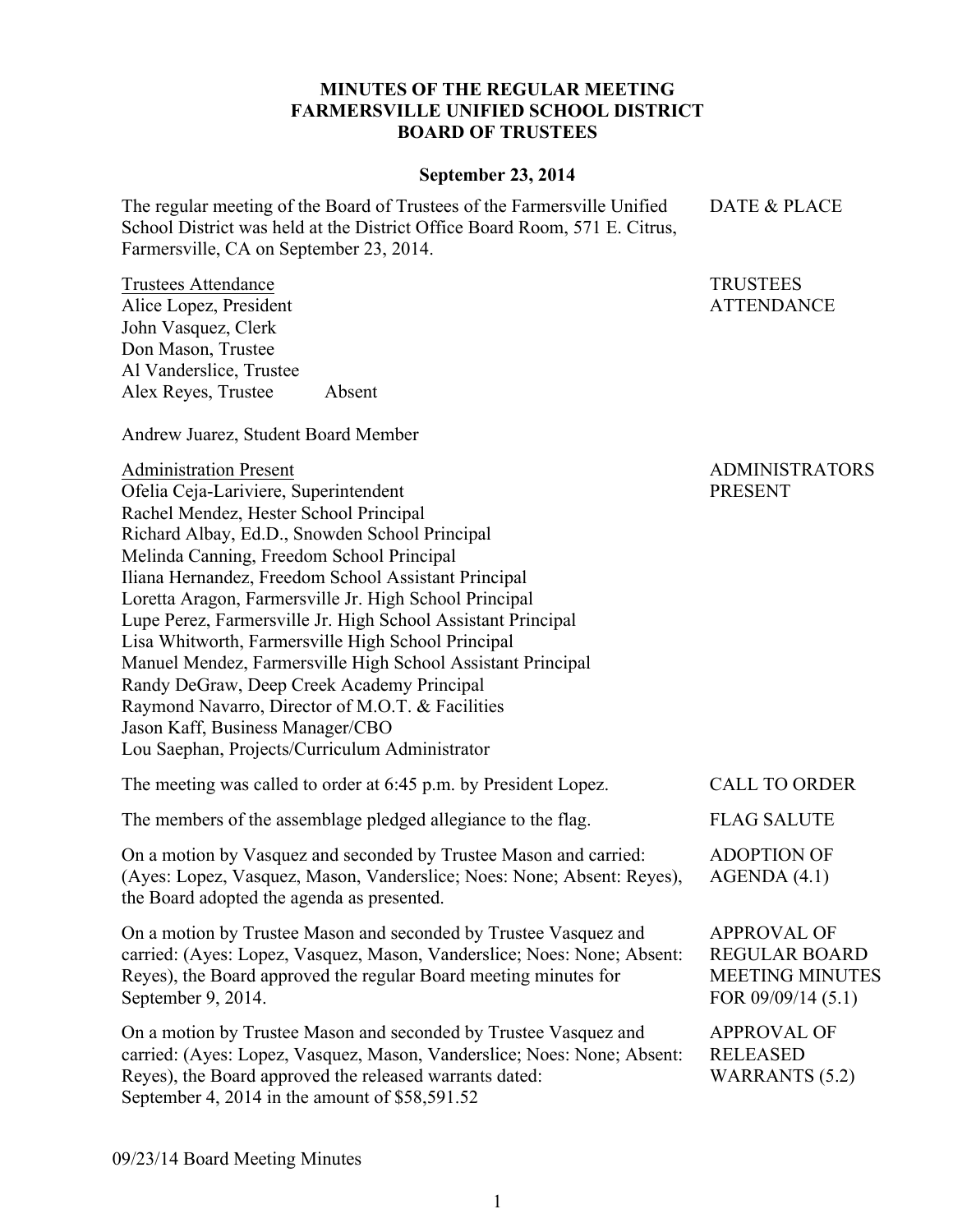# MINUTES OF THE REGULAR MEETING
# FARMERSVILLE UNIFIED SCHOOL DISTRICT
# BOARD OF TRUSTEES

**September 23, 2014**

**DATE & PLACE**

The regular meeting of the Board of Trustees of the Farmersville Unified School District was held at the District Office Board Room, 571 E. Citrus, Farmersville, CA on September 23, 2014.

**TRUSTEES ATTENDANCE**

Trustees Attendance

Alice Lopez, President
John Vasquez, Clerk
Don Mason, Trustee
Al Vanderslice, Trustee
Alex Reyes, Trustee Absent

Andrew Juarez, Student Board Member

**ADMINISTRATORS PRESENT**

Administration Present

Ofelia Ceja-Lariviere, Superintendent
Rachel Mendez, Hester School Principal
Richard Albay, Ed.D., Snowden School Principal
Melinda Canning, Freedom School Principal
Iliana Hernandez, Freedom School Assistant Principal
Loretta Aragon, Farmersville Jr. High School Principal
Lupe Perez, Farmersville Jr. High School Assistant Principal
Lisa Whitworth, Farmersville High School Principal
Manuel Mendez, Farmersville High School Assistant Principal
Randy DeGraw, Deep Creek Academy Principal
Raymond Navarro, Director of M.O.T. & Facilities
Jason Kaff, Business Manager/CBO
Lou Saephan, Projects/Curriculum Administrator

**CALL TO ORDER**

The meeting was called to order at 6:45 p.m. by President Lopez.

**FLAG SALUTE**

The members of the assemblage pledged allegiance to the flag.

**ADOPTION OF AGENDA (4.1)**

On a motion by Vasquez and seconded by Trustee Mason and carried: (Ayes: Lopez, Vasquez, Mason, Vanderslice; Noes: None; Absent: Reyes), the Board adopted the agenda as presented.

**APPROVAL OF REGULAR BOARD MEETING MINUTES FOR 09/09/14 (5.1)**

On a motion by Trustee Mason and seconded by Trustee Vasquez and carried: (Ayes: Lopez, Vasquez, Mason, Vanderslice; Noes: None; Absent: Reyes), the Board approved the regular Board meeting minutes for September 9, 2014.

**APPROVAL OF RELEASED WARRANTS (5.2)**

On a motion by Trustee Mason and seconded by Trustee Vasquez and carried: (Ayes: Lopez, Vasquez, Mason, Vanderslice; Noes: None; Absent: Reyes), the Board approved the released warrants dated: September 4, 2014 in the amount of $58,591.52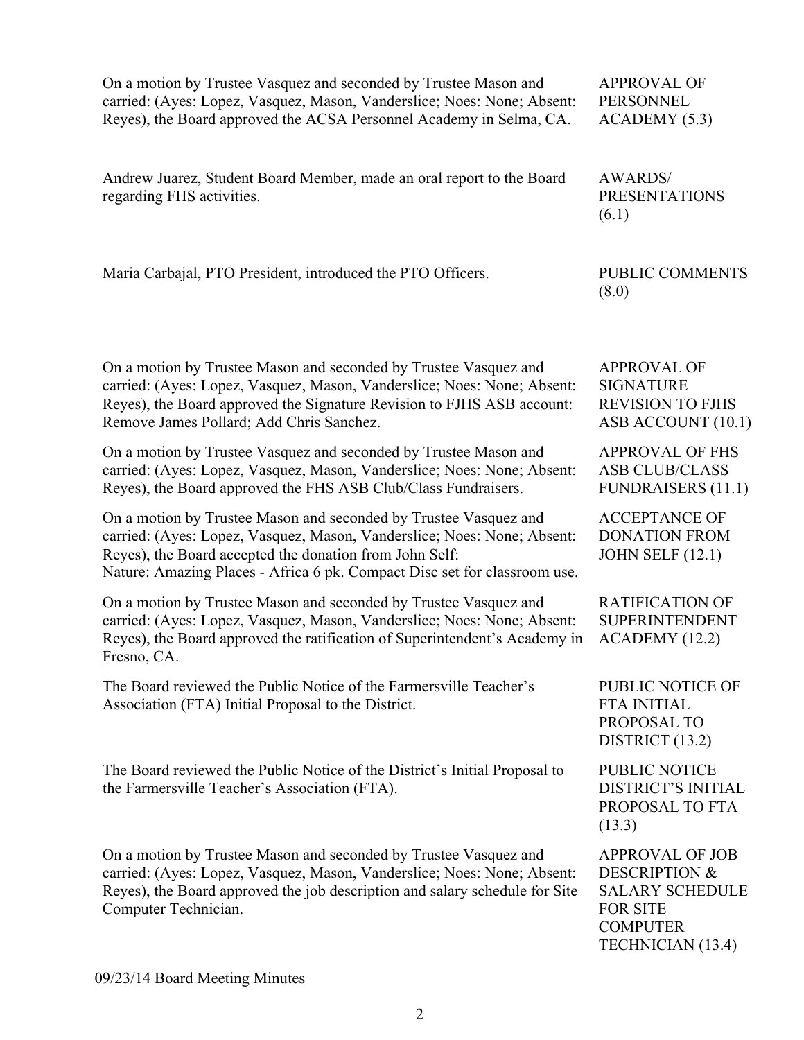| | |
|---|---|
| On a motion by Trustee Vasquez and seconded by Trustee Mason and carried: (Ayes: Lopez, Vasquez, Mason, Vanderslice; Noes: None; Absent: Reyes), the Board approved the ACSA Personnel Academy in Selma, CA. | APPROVAL OF PERSONNEL ACADEMY (5.3) |
| Andrew Juarez, Student Board Member, made an oral report to the Board regarding FHS activities. | AWARDS/ PRESENTATIONS (6.1) |
| Maria Carbajal, PTO President, introduced the PTO Officers. | PUBLIC COMMENTS (8.0) |
| On a motion by Trustee Mason and seconded by Trustee Vasquez and carried: (Ayes: Lopez, Vasquez, Mason, Vanderslice; Noes: None; Absent: Reyes), the Board approved the Signature Revision to FJHS ASB account: Remove James Pollard; Add Chris Sanchez. | APPROVAL OF SIGNATURE REVISION TO FJHS ASB ACCOUNT (10.1) |
| On a motion by Trustee Vasquez and seconded by Trustee Mason and carried: (Ayes: Lopez, Vasquez, Mason, Vanderslice; Noes: None; Absent: Reyes), the Board approved the FHS ASB Club/Class Fundraisers. | APPROVAL OF FHS ASB CLUB/CLASS FUNDRAISERS (11.1) |
| On a motion by Trustee Mason and seconded by Trustee Vasquez and carried: (Ayes: Lopez, Vasquez, Mason, Vanderslice; Noes: None; Absent: Reyes), the Board accepted the donation from John Self: Nature: Amazing Places - Africa 6 pk. Compact Disc set for classroom use. | ACCEPTANCE OF DONATION FROM JOHN SELF (12.1) |
| On a motion by Trustee Mason and seconded by Trustee Vasquez and carried: (Ayes: Lopez, Vasquez, Mason, Vanderslice; Noes: None; Absent: Reyes), the Board approved the ratification of Superintendent's Academy in Fresno, CA. | RATIFICATION OF SUPERINTENDENT ACADEMY (12.2) |
| The Board reviewed the Public Notice of the Farmersville Teacher's Association (FTA) Initial Proposal to the District. | PUBLIC NOTICE OF FTA INITIAL PROPOSAL TO DISTRICT (13.2) |
| The Board reviewed the Public Notice of the District's Initial Proposal to the Farmersville Teacher's Association (FTA). | PUBLIC NOTICE DISTRICT'S INITIAL PROPOSAL TO FTA (13.3) |
| On a motion by Trustee Mason and seconded by Trustee Vasquez and carried: (Ayes: Lopez, Vasquez, Mason, Vanderslice; Noes: None; Absent: Reyes), the Board approved the job description and salary schedule for Site Computer Technician. | APPROVAL OF JOB DESCRIPTION & SALARY SCHEDULE FOR SITE COMPUTER TECHNICIAN (13.4) |

09/23/14 Board Meeting Minutes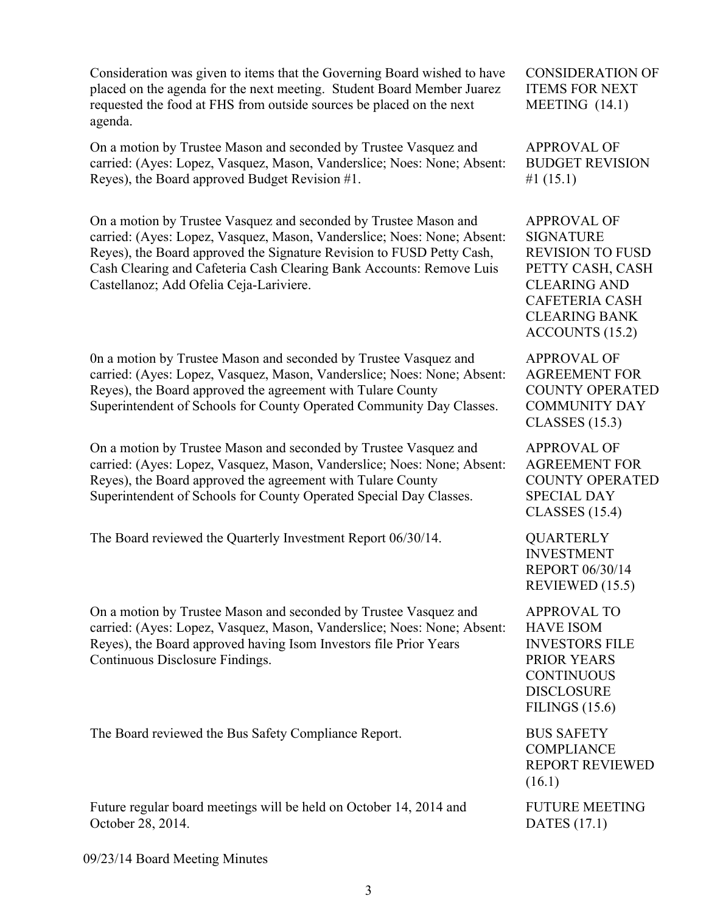Consideration was given to items that the Governing Board wished to have placed on the agenda for the next meeting. Student Board Member Juarez requested the food at FHS from outside sources be placed on the next agenda.

CONSIDERATION OF ITEMS FOR NEXT MEETING (14.1)

On a motion by Trustee Mason and seconded by Trustee Vasquez and carried: (Ayes: Lopez, Vasquez, Mason, Vanderslice; Noes: None; Absent: Reyes), the Board approved Budget Revision #1.

APPROVAL OF BUDGET REVISION #1 (15.1)

On a motion by Trustee Vasquez and seconded by Trustee Mason and carried: (Ayes: Lopez, Vasquez, Mason, Vanderslice; Noes: None; Absent: Reyes), the Board approved the Signature Revision to FUSD Petty Cash, Cash Clearing and Cafeteria Cash Clearing Bank Accounts: Remove Luis Castellanoz; Add Ofelia Ceja-Lariviere.

APPROVAL OF SIGNATURE REVISION TO FUSD PETTY CASH, CASH CLEARING AND CAFETERIA CASH CLEARING BANK ACCOUNTS (15.2)

0n a motion by Trustee Mason and seconded by Trustee Vasquez and carried: (Ayes: Lopez, Vasquez, Mason, Vanderslice; Noes: None; Absent: Reyes), the Board approved the agreement with Tulare County Superintendent of Schools for County Operated Community Day Classes.

APPROVAL OF AGREEMENT FOR COUNTY OPERATED COMMUNITY DAY CLASSES (15.3)

On a motion by Trustee Mason and seconded by Trustee Vasquez and carried: (Ayes: Lopez, Vasquez, Mason, Vanderslice; Noes: None; Absent: Reyes), the Board approved the agreement with Tulare County Superintendent of Schools for County Operated Special Day Classes.

APPROVAL OF AGREEMENT FOR COUNTY OPERATED SPECIAL DAY CLASSES (15.4)

The Board reviewed the Quarterly Investment Report 06/30/14.

QUARTERLY INVESTMENT REPORT 06/30/14 REVIEWED (15.5)

On a motion by Trustee Mason and seconded by Trustee Vasquez and carried: (Ayes: Lopez, Vasquez, Mason, Vanderslice; Noes: None; Absent: Reyes), the Board approved having Isom Investors file Prior Years Continuous Disclosure Findings.

APPROVAL TO HAVE ISOM INVESTORS FILE PRIOR YEARS CONTINUOUS DISCLOSURE FILINGS (15.6)

The Board reviewed the Bus Safety Compliance Report.

BUS SAFETY COMPLIANCE REPORT REVIEWED (16.1)

Future regular board meetings will be held on October 14, 2014 and October 28, 2014.

FUTURE MEETING DATES (17.1)

09/23/14 Board Meeting Minutes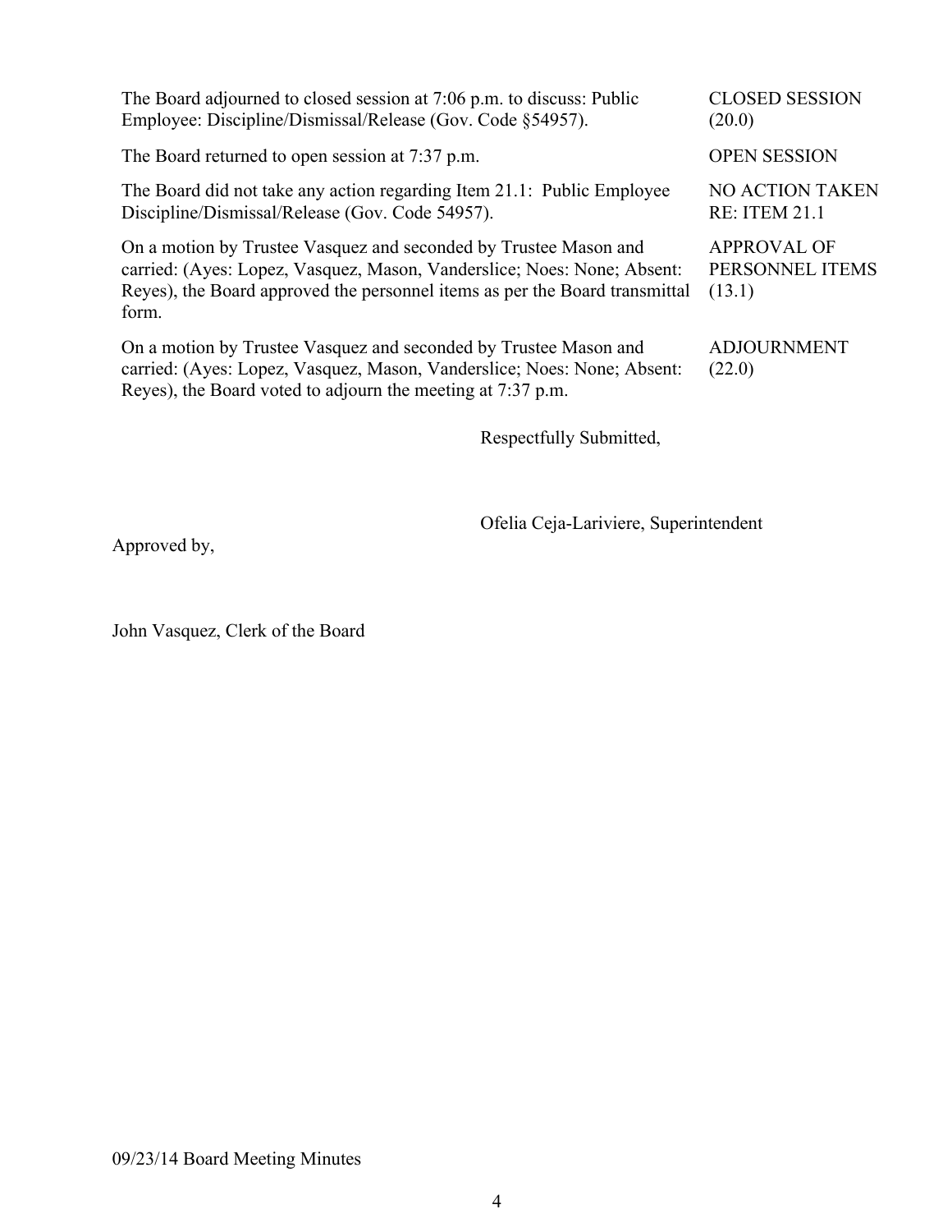| | |
|---|---|
| The Board adjourned to closed session at 7:06 p.m. to discuss: Public Employee: Discipline/Dismissal/Release (Gov. Code §54957). | CLOSED SESSION (20.0) |
| The Board returned to open session at 7:37 p.m. | OPEN SESSION |
| The Board did not take any action regarding Item 21.1: Public Employee Discipline/Dismissal/Release (Gov. Code 54957). | NO ACTION TAKEN RE: ITEM 21.1 |
| On a motion by Trustee Vasquez and seconded by Trustee Mason and carried: (Ayes: Lopez, Vasquez, Mason, Vanderslice; Noes: None; Absent: Reyes), the Board approved the personnel items as per the Board transmittal form. | APPROVAL OF PERSONNEL ITEMS (13.1) |
| On a motion by Trustee Vasquez and seconded by Trustee Mason and carried: (Ayes: Lopez, Vasquez, Mason, Vanderslice; Noes: None; Absent: Reyes), the Board voted to adjourn the meeting at 7:37 p.m. | ADJOURNMENT (22.0) |

Respectfully Submitted,

Ofelia Ceja-Lariviere, Superintendent

Approved by,

John Vasquez, Clerk of the Board

09/23/14 Board Meeting Minutes